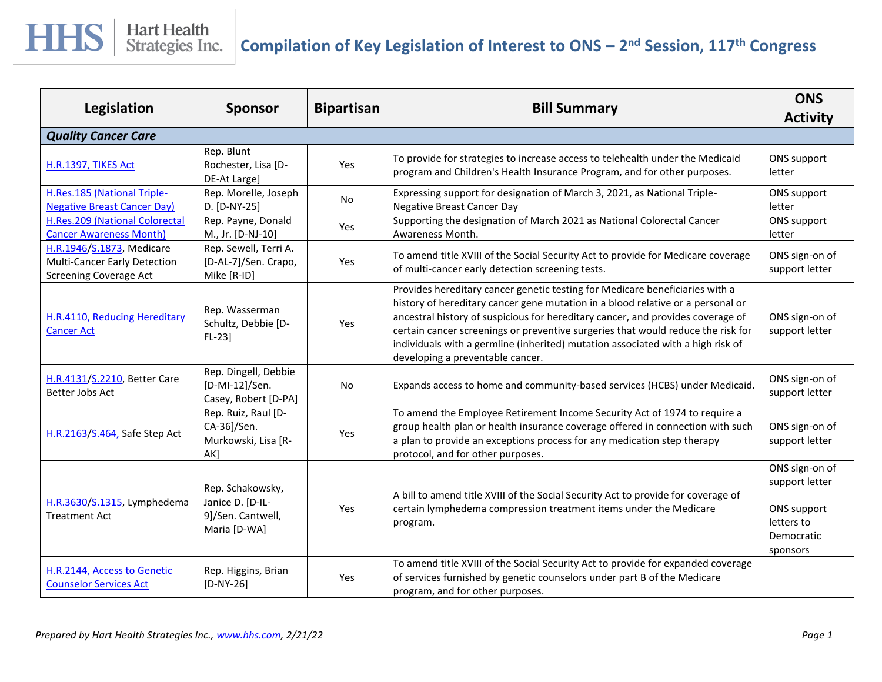# Compilation of Key Legislation of Interest to ONS – 2nd Session, 117th Congress

| Legislation | Sponsor | Bipartisan | Bill Summary | ONS Activity |
|---|---|---|---|---|
| ***Quality Cancer Care*** | | | | |
| H.R.1397, TIKES Act | Rep. Blunt Rochester, Lisa [D-DE-At Large] | Yes | To provide for strategies to increase access to telehealth under the Medicaid program and Children's Health Insurance Program, and for other purposes. | ONS support letter |
| H.Res.185 (National Triple-Negative Breast Cancer Day) | Rep. Morelle, Joseph D. [D-NY-25] | No | Expressing support for designation of March 3, 2021, as National Triple-Negative Breast Cancer Day | ONS support letter |
| H.Res.209 (National Colorectal Cancer Awareness Month) | Rep. Payne, Donald M., Jr. [D-NJ-10] | Yes | Supporting the designation of March 2021 as National Colorectal Cancer Awareness Month. | ONS support letter |
| H.R.1946/S.1873, Medicare Multi-Cancer Early Detection Screening Coverage Act | Rep. Sewell, Terri A. [D-AL-7]/Sen. Crapo, Mike [R-ID] | Yes | To amend title XVIII of the Social Security Act to provide for Medicare coverage of multi-cancer early detection screening tests. | ONS sign-on of support letter |
| H.R.4110, Reducing Hereditary Cancer Act | Rep. Wasserman Schultz, Debbie [D-FL-23] | Yes | Provides hereditary cancer genetic testing for Medicare beneficiaries with a history of hereditary cancer gene mutation in a blood relative or a personal or ancestral history of suspicious for hereditary cancer, and provides coverage of certain cancer screenings or preventive surgeries that would reduce the risk for individuals with a germline (inherited) mutation associated with a high risk of developing a preventable cancer. | ONS sign-on of support letter |
| H.R.4131/S.2210, Better Care Better Jobs Act | Rep. Dingell, Debbie [D-MI-12]/Sen. Casey, Robert [D-PA] | No | Expands access to home and community-based services (HCBS) under Medicaid. | ONS sign-on of support letter |
| H.R.2163/S.464, Safe Step Act | Rep. Ruiz, Raul [D-CA-36]/Sen. Murkowski, Lisa [R-AK] | Yes | To amend the Employee Retirement Income Security Act of 1974 to require a group health plan or health insurance coverage offered in connection with such a plan to provide an exceptions process for any medication step therapy protocol, and for other purposes. | ONS sign-on of support letter |
| H.R.3630/S.1315, Lymphedema Treatment Act | Rep. Schakowsky, Janice D. [D-IL-9]/Sen. Cantwell, Maria [D-WA] | Yes | A bill to amend title XVIII of the Social Security Act to provide for coverage of certain lymphedema compression treatment items under the Medicare program. | ONS sign-on of support letter<br><br>ONS support letters to Democratic sponsors |
| H.R.2144, Access to Genetic Counselor Services Act | Rep. Higgins, Brian [D-NY-26] | Yes | To amend title XVIII of the Social Security Act to provide for expanded coverage of services furnished by genetic counselors under part B of the Medicare program, and for other purposes. | |

*Prepared by Hart Health Strategies Inc., www.hhs.com, 2/21/22*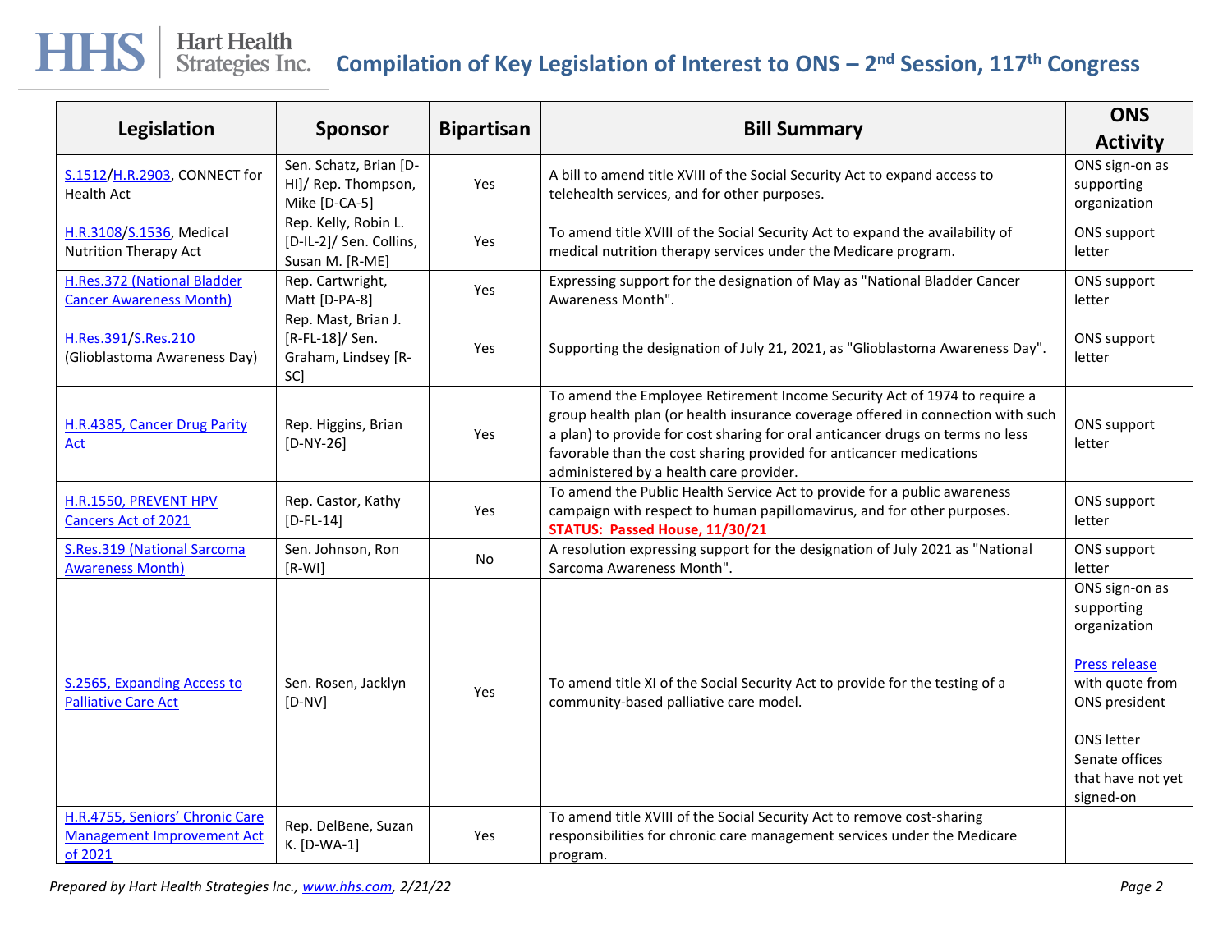| Legislation | Sponsor | Bipartisan | Bill Summary | ONS Activity |
|---|---|---|---|---|
| S.1512/H.R.2903, CONNECT for Health Act | Sen. Schatz, Brian [D-HI]/ Rep. Thompson, Mike [D-CA-5] | Yes | A bill to amend title XVIII of the Social Security Act to expand access to telehealth services, and for other purposes. | ONS sign-on as supporting organization |
| H.R.3108/S.1536, Medical Nutrition Therapy Act | Rep. Kelly, Robin L. [D-IL-2]/ Sen. Collins, Susan M. [R-ME] | Yes | To amend title XVIII of the Social Security Act to expand the availability of medical nutrition therapy services under the Medicare program. | ONS support letter |
| H.Res.372 (National Bladder Cancer Awareness Month) | Rep. Cartwright, Matt [D-PA-8] | Yes | Expressing support for the designation of May as "National Bladder Cancer Awareness Month". | ONS support letter |
| H.Res.391/S.Res.210 (Glioblastoma Awareness Day) | Rep. Mast, Brian J. [R-FL-18]/ Sen. Graham, Lindsey [R-SC] | Yes | Supporting the designation of July 21, 2021, as "Glioblastoma Awareness Day". | ONS support letter |
| H.R.4385, Cancer Drug Parity Act | Rep. Higgins, Brian [D-NY-26] | Yes | To amend the Employee Retirement Income Security Act of 1974 to require a group health plan (or health insurance coverage offered in connection with such a plan) to provide for cost sharing for oral anticancer drugs on terms no less favorable than the cost sharing provided for anticancer medications administered by a health care provider. | ONS support letter |
| H.R.1550, PREVENT HPV Cancers Act of 2021 | Rep. Castor, Kathy [D-FL-14] | Yes | To amend the Public Health Service Act to provide for a public awareness campaign with respect to human papillomavirus, and for other purposes. **STATUS: Passed House, 11/30/21** | ONS support letter |
| S.Res.319 (National Sarcoma Awareness Month) | Sen. Johnson, Ron [R-WI] | No | A resolution expressing support for the designation of July 2021 as "National Sarcoma Awareness Month". | ONS support letter |
| S.2565, Expanding Access to Palliative Care Act | Sen. Rosen, Jacklyn [D-NV] | Yes | To amend title XI of the Social Security Act to provide for the testing of a community-based palliative care model. | ONS sign-on as supporting organization<br><br>Press release with quote from ONS president<br><br>ONS letter Senate offices that have not yet signed-on |
| H.R.4755, Seniors' Chronic Care Management Improvement Act of 2021 | Rep. DelBene, Suzan K. [D-WA-1] | Yes | To amend title XVIII of the Social Security Act to remove cost-sharing responsibilities for chronic care management services under the Medicare program. | |

*Prepared by Hart Health Strategies Inc., www.hhs.com, 2/21/22*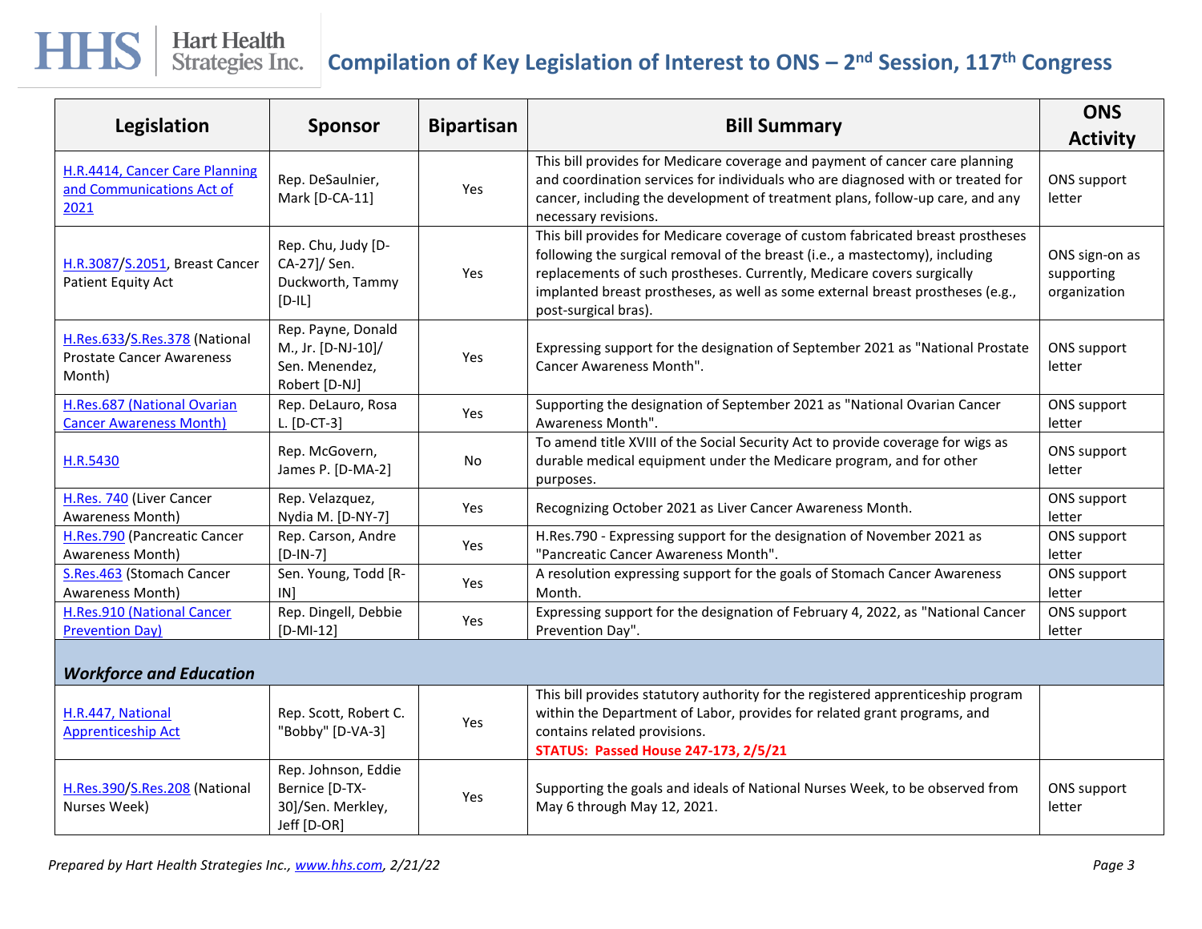| Legislation | Sponsor | Bipartisan | Bill Summary | ONS Activity |
| --- | --- | --- | --- | --- |
| H.R.4414, Cancer Care Planning and Communications Act of 2021 | Rep. DeSaulnier, Mark [D-CA-11] | Yes | This bill provides for Medicare coverage and payment of cancer care planning and coordination services for individuals who are diagnosed with or treated for cancer, including the development of treatment plans, follow-up care, and any necessary revisions. | ONS support letter |
| H.R.3087/S.2051, Breast Cancer Patient Equity Act | Rep. Chu, Judy [D-CA-27]/ Sen. Duckworth, Tammy [D-IL] | Yes | This bill provides for Medicare coverage of custom fabricated breast prostheses following the surgical removal of the breast (i.e., a mastectomy), including replacements of such prostheses. Currently, Medicare covers surgically implanted breast prostheses, as well as some external breast prostheses (e.g., post-surgical bras). | ONS sign-on as supporting organization |
| H.Res.633/S.Res.378 (National Prostate Cancer Awareness Month) | Rep. Payne, Donald M., Jr. [D-NJ-10]/ Sen. Menendez, Robert [D-NJ] | Yes | Expressing support for the designation of September 2021 as "National Prostate Cancer Awareness Month". | ONS support letter |
| H.Res.687 (National Ovarian Cancer Awareness Month) | Rep. DeLauro, Rosa L. [D-CT-3] | Yes | Supporting the designation of September 2021 as "National Ovarian Cancer Awareness Month". | ONS support letter |
| H.R.5430 | Rep. McGovern, James P. [D-MA-2] | No | To amend title XVIII of the Social Security Act to provide coverage for wigs as durable medical equipment under the Medicare program, and for other purposes. | ONS support letter |
| H.Res. 740 (Liver Cancer Awareness Month) | Rep. Velazquez, Nydia M. [D-NY-7] | Yes | Recognizing October 2021 as Liver Cancer Awareness Month. | ONS support letter |
| H.Res.790 (Pancreatic Cancer Awareness Month) | Rep. Carson, Andre [D-IN-7] | Yes | H.Res.790 - Expressing support for the designation of November 2021 as "Pancreatic Cancer Awareness Month". | ONS support letter |
| S.Res.463 (Stomach Cancer Awareness Month) | Sen. Young, Todd [R-IN] | Yes | A resolution expressing support for the goals of Stomach Cancer Awareness Month. | ONS support letter |
| H.Res.910 (National Cancer Prevention Day) | Rep. Dingell, Debbie [D-MI-12] | Yes | Expressing support for the designation of February 4, 2022, as "National Cancer Prevention Day". | ONS support letter |
| ***Workforce and Education*** | | | | |
| H.R.447, National Apprenticeship Act | Rep. Scott, Robert C. "Bobby" [D-VA-3] | Yes | This bill provides statutory authority for the registered apprenticeship program within the Department of Labor, provides for related grant programs, and contains related provisions. **STATUS: Passed House 247-173, 2/5/21** | |
| H.Res.390/S.Res.208 (National Nurses Week) | Rep. Johnson, Eddie Bernice [D-TX-30]/Sen. Merkley, Jeff [D-OR] | Yes | Supporting the goals and ideals of National Nurses Week, to be observed from May 6 through May 12, 2021. | ONS support letter |

*Prepared by Hart Health Strategies Inc., www.hhs.com, 2/21/22*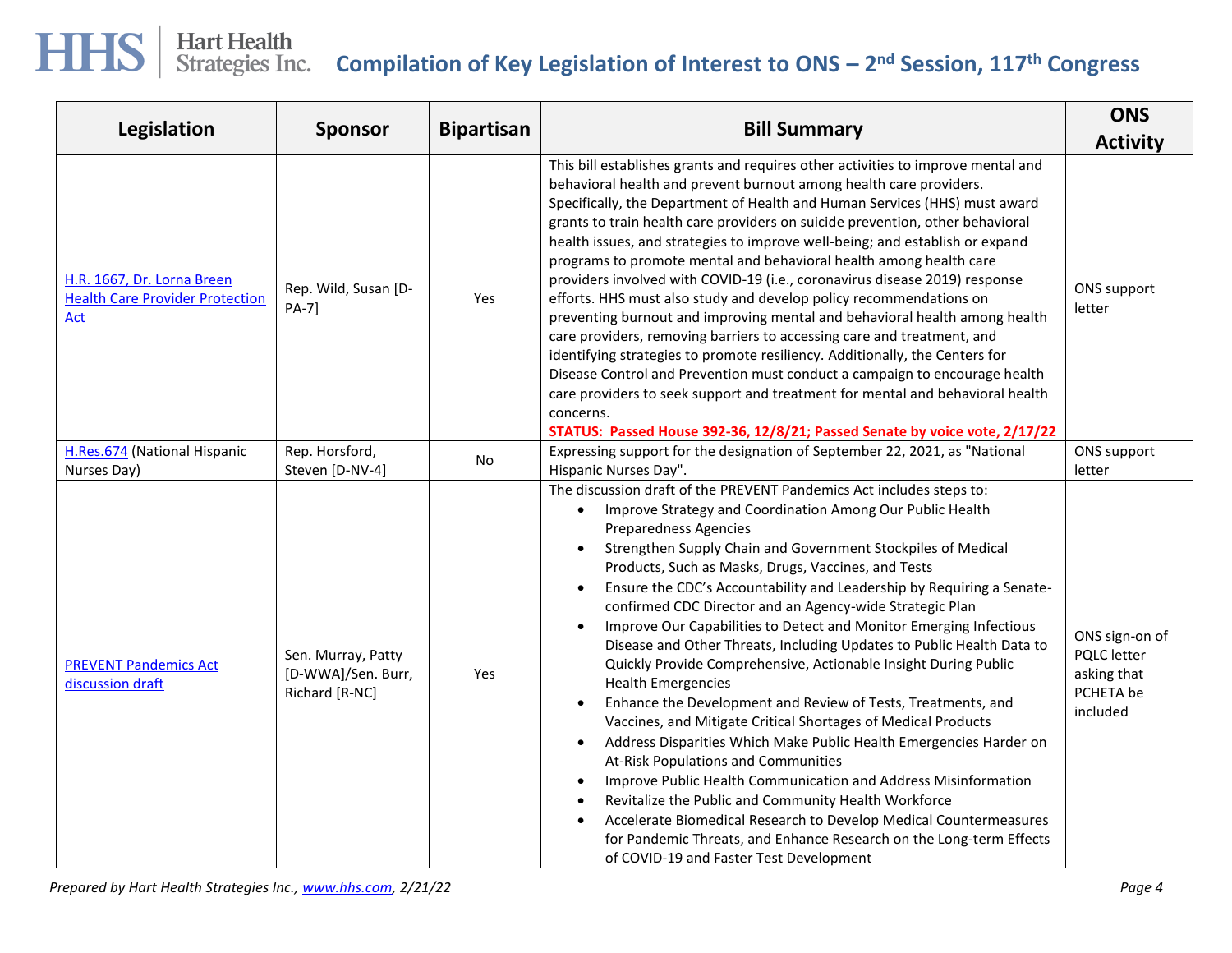| Legislation | Sponsor | Bipartisan | Bill Summary | ONS Activity |
|---|---|---|---|---|
| H.R. 1667, Dr. Lorna Breen Health Care Provider Protection Act | Rep. Wild, Susan [D-PA-7] | Yes | This bill establishes grants and requires other activities to improve mental and behavioral health and prevent burnout among health care providers. Specifically, the Department of Health and Human Services (HHS) must award grants to train health care providers on suicide prevention, other behavioral health issues, and strategies to improve well-being; and establish or expand programs to promote mental and behavioral health among health care providers involved with COVID-19 (i.e., coronavirus disease 2019) response efforts. HHS must also study and develop policy recommendations on preventing burnout and improving mental and behavioral health among health care providers, removing barriers to accessing care and treatment, and identifying strategies to promote resiliency. Additionally, the Centers for Disease Control and Prevention must conduct a campaign to encourage health care providers to seek support and treatment for mental and behavioral health concerns. **STATUS: Passed House 392-36, 12/8/21; Passed Senate by voice vote, 2/17/22** | ONS support letter |
| H.Res.674 (National Hispanic Nurses Day) | Rep. Horsford, Steven [D-NV-4] | No | Expressing support for the designation of September 22, 2021, as "National Hispanic Nurses Day". | ONS support letter |
| PREVENT Pandemics Act discussion draft | Sen. Murray, Patty [D-WWA]/Sen. Burr, Richard [R-NC] | Yes | The discussion draft of the PREVENT Pandemics Act includes steps to: <br>• Improve Strategy and Coordination Among Our Public Health Preparedness Agencies <br>• Strengthen Supply Chain and Government Stockpiles of Medical Products, Such as Masks, Drugs, Vaccines, and Tests <br>• Ensure the CDC's Accountability and Leadership by Requiring a Senate-confirmed CDC Director and an Agency-wide Strategic Plan <br>• Improve Our Capabilities to Detect and Monitor Emerging Infectious Disease and Other Threats, Including Updates to Public Health Data to Quickly Provide Comprehensive, Actionable Insight During Public Health Emergencies <br>• Enhance the Development and Review of Tests, Treatments, and Vaccines, and Mitigate Critical Shortages of Medical Products <br>• Address Disparities Which Make Public Health Emergencies Harder on At-Risk Populations and Communities <br>• Improve Public Health Communication and Address Misinformation <br>• Revitalize the Public and Community Health Workforce <br>• Accelerate Biomedical Research to Develop Medical Countermeasures for Pandemic Threats, and Enhance Research on the Long-term Effects of COVID-19 and Faster Test Development | ONS sign-on of PQLC letter asking that PCHETA be included |

*Prepared by Hart Health Strategies Inc., www.hhs.com, 2/21/22*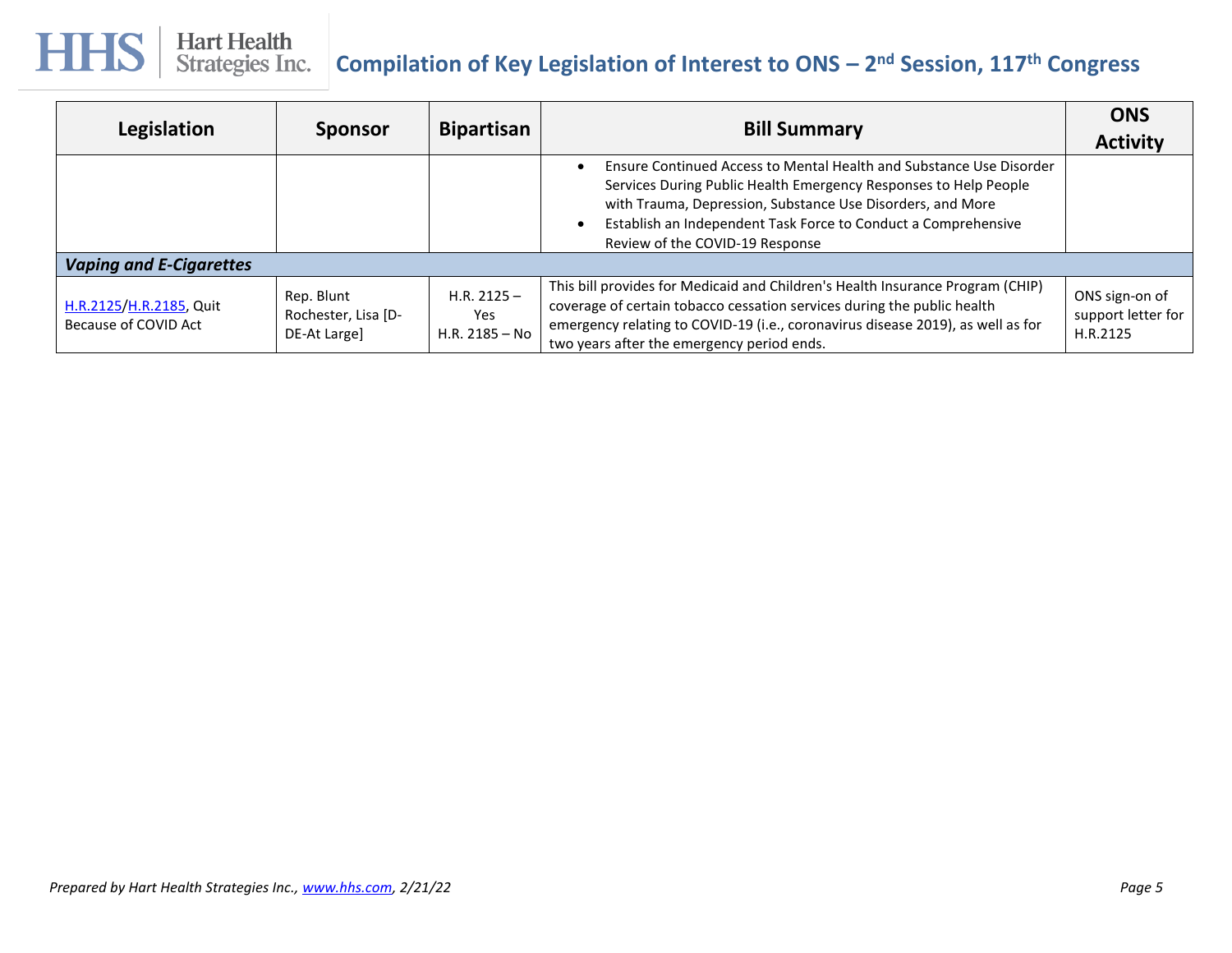| Legislation | Sponsor | Bipartisan | Bill Summary | ONS Activity |
|---|---|---|---|---|
| | | | • Ensure Continued Access to Mental Health and Substance Use Disorder Services During Public Health Emergency Responses to Help People with Trauma, Depression, Substance Use Disorders, and More <br>• Establish an Independent Task Force to Conduct a Comprehensive Review of the COVID-19 Response | |
| ***Vaping and E-Cigarettes*** | | | | |
| H.R.2125/H.R.2185, Quit Because of COVID Act | Rep. Blunt Rochester, Lisa [D-DE-At Large] | H.R. 2125 – Yes<br>H.R. 2185 – No | This bill provides for Medicaid and Children's Health Insurance Program (CHIP) coverage of certain tobacco cessation services during the public health emergency relating to COVID-19 (i.e., coronavirus disease 2019), as well as for two years after the emergency period ends. | ONS sign-on of support letter for H.R.2125 |

*Prepared by Hart Health Strategies Inc., www.hhs.com, 2/21/22*